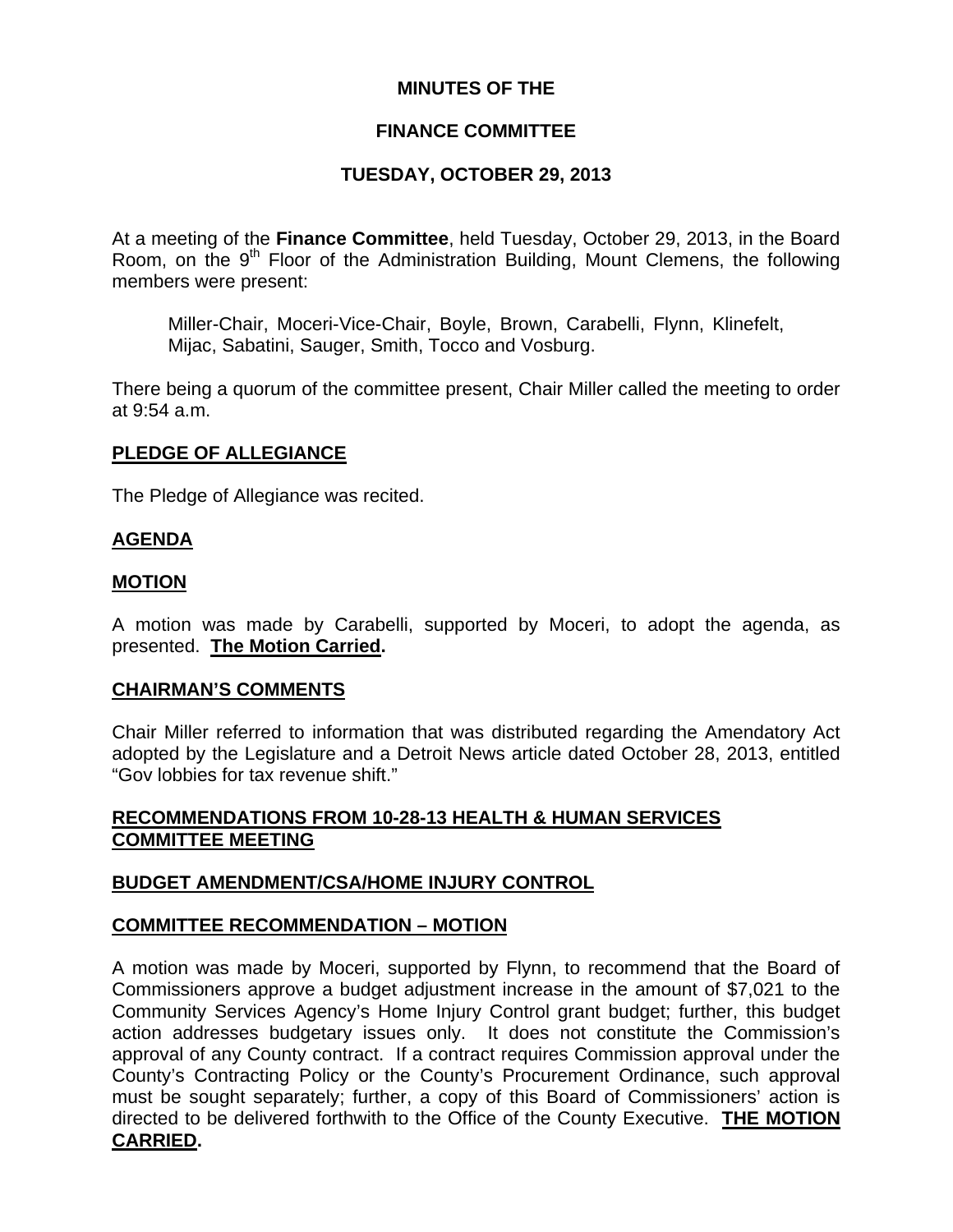# MINUTES OF THE

# FINANCE COMMITTEE

# TUESDAY, OCTOBER 29, 2013

At a meeting of the **Finance Committee**, held Tuesday, October 29, 2013, in the Board Room, on the 9th Floor of the Administration Building, Mount Clemens, the following members were present:

> Miller-Chair, Moceri-Vice-Chair, Boyle, Brown, Carabelli, Flynn, Klinefelt, Mijac, Sabatini, Sauger, Smith, Tocco and Vosburg.

There being a quorum of the committee present, Chair Miller called the meeting to order at 9:54 a.m.

## PLEDGE OF ALLEGIANCE

The Pledge of Allegiance was recited.

## AGENDA

## MOTION

A motion was made by Carabelli, supported by Moceri, to adopt the agenda, as presented. **The Motion Carried.**

## CHAIRMAN'S COMMENTS

Chair Miller referred to information that was distributed regarding the Amendatory Act adopted by the Legislature and a Detroit News article dated October 28, 2013, entitled "Gov lobbies for tax revenue shift."

## RECOMMENDATIONS FROM 10-28-13 HEALTH & HUMAN SERVICES COMMITTEE MEETING

## BUDGET AMENDMENT/CSA/HOME INJURY CONTROL

## COMMITTEE RECOMMENDATION – MOTION

A motion was made by Moceri, supported by Flynn, to recommend that the Board of Commissioners approve a budget adjustment increase in the amount of $7,021 to the Community Services Agency's Home Injury Control grant budget; further, this budget action addresses budgetary issues only. It does not constitute the Commission's approval of any County contract. If a contract requires Commission approval under the County's Contracting Policy or the County's Procurement Ordinance, such approval must be sought separately; further, a copy of this Board of Commissioners' action is directed to be delivered forthwith to the Office of the County Executive. **THE MOTION CARRIED.**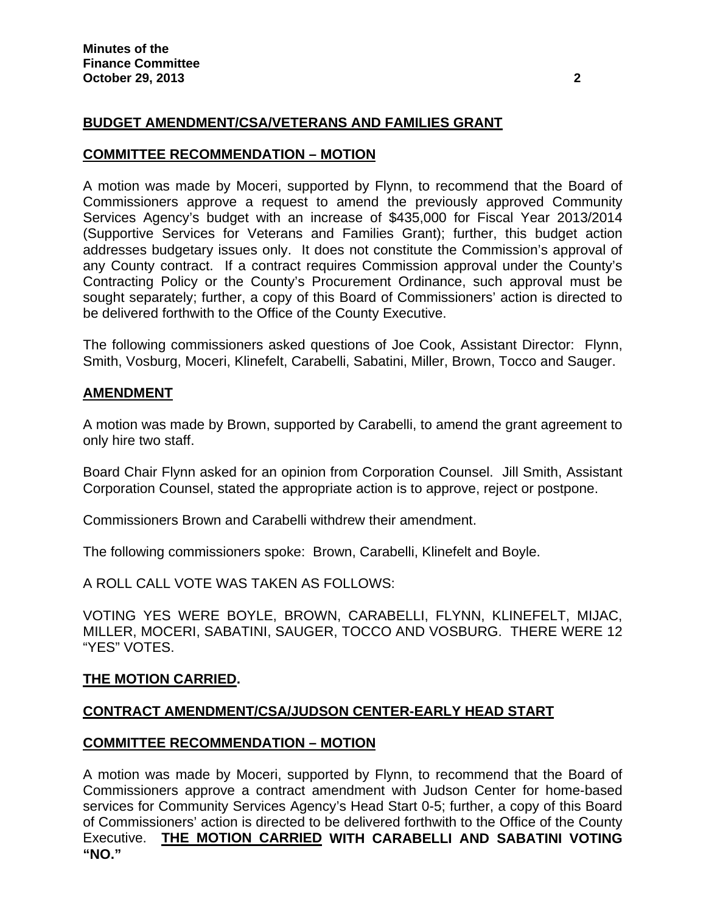## BUDGET AMENDMENT/CSA/VETERANS AND FAMILIES GRANT

## COMMITTEE RECOMMENDATION – MOTION

A motion was made by Moceri, supported by Flynn, to recommend that the Board of Commissioners approve a request to amend the previously approved Community Services Agency's budget with an increase of $435,000 for Fiscal Year 2013/2014 (Supportive Services for Veterans and Families Grant); further, this budget action addresses budgetary issues only. It does not constitute the Commission's approval of any County contract. If a contract requires Commission approval under the County's Contracting Policy or the County's Procurement Ordinance, such approval must be sought separately; further, a copy of this Board of Commissioners' action is directed to be delivered forthwith to the Office of the County Executive.

The following commissioners asked questions of Joe Cook, Assistant Director: Flynn, Smith, Vosburg, Moceri, Klinefelt, Carabelli, Sabatini, Miller, Brown, Tocco and Sauger.

## AMENDMENT

A motion was made by Brown, supported by Carabelli, to amend the grant agreement to only hire two staff.

Board Chair Flynn asked for an opinion from Corporation Counsel. Jill Smith, Assistant Corporation Counsel, stated the appropriate action is to approve, reject or postpone.

Commissioners Brown and Carabelli withdrew their amendment.

The following commissioners spoke: Brown, Carabelli, Klinefelt and Boyle.

A ROLL CALL VOTE WAS TAKEN AS FOLLOWS:

VOTING YES WERE BOYLE, BROWN, CARABELLI, FLYNN, KLINEFELT, MIJAC, MILLER, MOCERI, SABATINI, SAUGER, TOCCO AND VOSBURG. THERE WERE 12 "YES" VOTES.

**THE MOTION CARRIED.**

## CONTRACT AMENDMENT/CSA/JUDSON CENTER-EARLY HEAD START

## COMMITTEE RECOMMENDATION – MOTION

A motion was made by Moceri, supported by Flynn, to recommend that the Board of Commissioners approve a contract amendment with Judson Center for home-based services for Community Services Agency's Head Start 0-5; further, a copy of this Board of Commissioners' action is directed to be delivered forthwith to the Office of the County Executive. **THE MOTION CARRIED WITH CARABELLI AND SABATINI VOTING "NO."**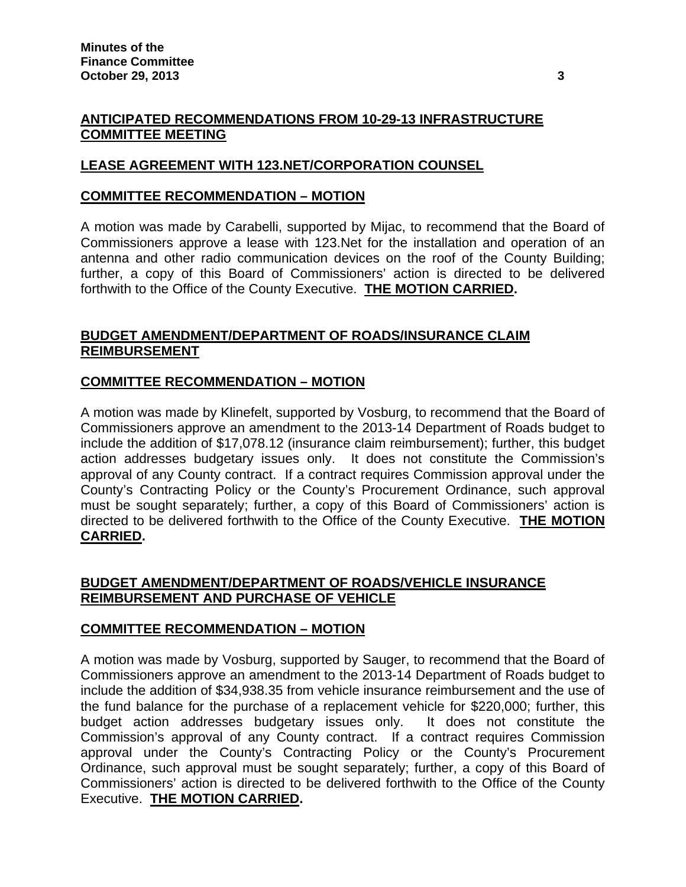## ANTICIPATED RECOMMENDATIONS FROM 10-29-13 INFRASTRUCTURE COMMITTEE MEETING

### LEASE AGREEMENT WITH 123.NET/CORPORATION COUNSEL

### COMMITTEE RECOMMENDATION – MOTION

A motion was made by Carabelli, supported by Mijac, to recommend that the Board of Commissioners approve a lease with 123.Net for the installation and operation of an antenna and other radio communication devices on the roof of the County Building; further, a copy of this Board of Commissioners' action is directed to be delivered forthwith to the Office of the County Executive. **THE MOTION CARRIED.**

### BUDGET AMENDMENT/DEPARTMENT OF ROADS/INSURANCE CLAIM REIMBURSEMENT

### COMMITTEE RECOMMENDATION – MOTION

A motion was made by Klinefelt, supported by Vosburg, to recommend that the Board of Commissioners approve an amendment to the 2013-14 Department of Roads budget to include the addition of $17,078.12 (insurance claim reimbursement); further, this budget action addresses budgetary issues only. It does not constitute the Commission's approval of any County contract. If a contract requires Commission approval under the County's Contracting Policy or the County's Procurement Ordinance, such approval must be sought separately; further, a copy of this Board of Commissioners' action is directed to be delivered forthwith to the Office of the County Executive. **THE MOTION CARRIED.**

### BUDGET AMENDMENT/DEPARTMENT OF ROADS/VEHICLE INSURANCE REIMBURSEMENT AND PURCHASE OF VEHICLE

### COMMITTEE RECOMMENDATION – MOTION

A motion was made by Vosburg, supported by Sauger, to recommend that the Board of Commissioners approve an amendment to the 2013-14 Department of Roads budget to include the addition of $34,938.35 from vehicle insurance reimbursement and the use of the fund balance for the purchase of a replacement vehicle for $220,000; further, this budget action addresses budgetary issues only. It does not constitute the Commission's approval of any County contract. If a contract requires Commission approval under the County's Contracting Policy or the County's Procurement Ordinance, such approval must be sought separately; further, a copy of this Board of Commissioners' action is directed to be delivered forthwith to the Office of the County Executive. **THE MOTION CARRIED.**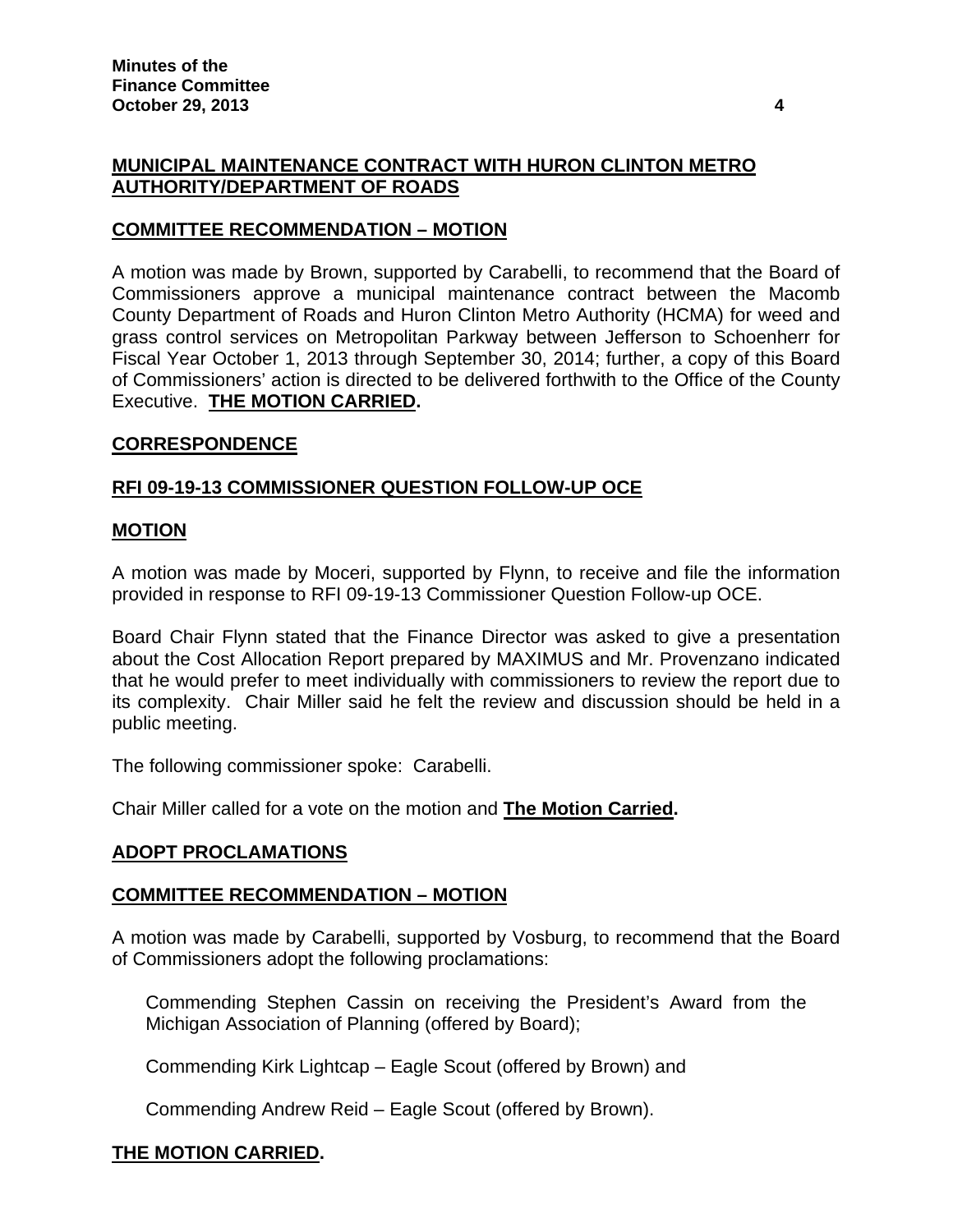**MUNICIPAL MAINTENANCE CONTRACT WITH HURON CLINTON METRO AUTHORITY/DEPARTMENT OF ROADS**

**COMMITTEE RECOMMENDATION – MOTION**

A motion was made by Brown, supported by Carabelli, to recommend that the Board of Commissioners approve a municipal maintenance contract between the Macomb County Department of Roads and Huron Clinton Metro Authority (HCMA) for weed and grass control services on Metropolitan Parkway between Jefferson to Schoenherr for Fiscal Year October 1, 2013 through September 30, 2014; further, a copy of this Board of Commissioners' action is directed to be delivered forthwith to the Office of the County Executive. **THE MOTION CARRIED.**

**CORRESPONDENCE**

**RFI 09-19-13 COMMISSIONER QUESTION FOLLOW-UP OCE**

**MOTION**

A motion was made by Moceri, supported by Flynn, to receive and file the information provided in response to RFI 09-19-13 Commissioner Question Follow-up OCE.

Board Chair Flynn stated that the Finance Director was asked to give a presentation about the Cost Allocation Report prepared by MAXIMUS and Mr. Provenzano indicated that he would prefer to meet individually with commissioners to review the report due to its complexity. Chair Miller said he felt the review and discussion should be held in a public meeting.

The following commissioner spoke: Carabelli.

Chair Miller called for a vote on the motion and **The Motion Carried.**

**ADOPT PROCLAMATIONS**

**COMMITTEE RECOMMENDATION – MOTION**

A motion was made by Carabelli, supported by Vosburg, to recommend that the Board of Commissioners adopt the following proclamations:

Commending Stephen Cassin on receiving the President's Award from the Michigan Association of Planning (offered by Board);

Commending Kirk Lightcap – Eagle Scout (offered by Brown) and

Commending Andrew Reid – Eagle Scout (offered by Brown).

**THE MOTION CARRIED.**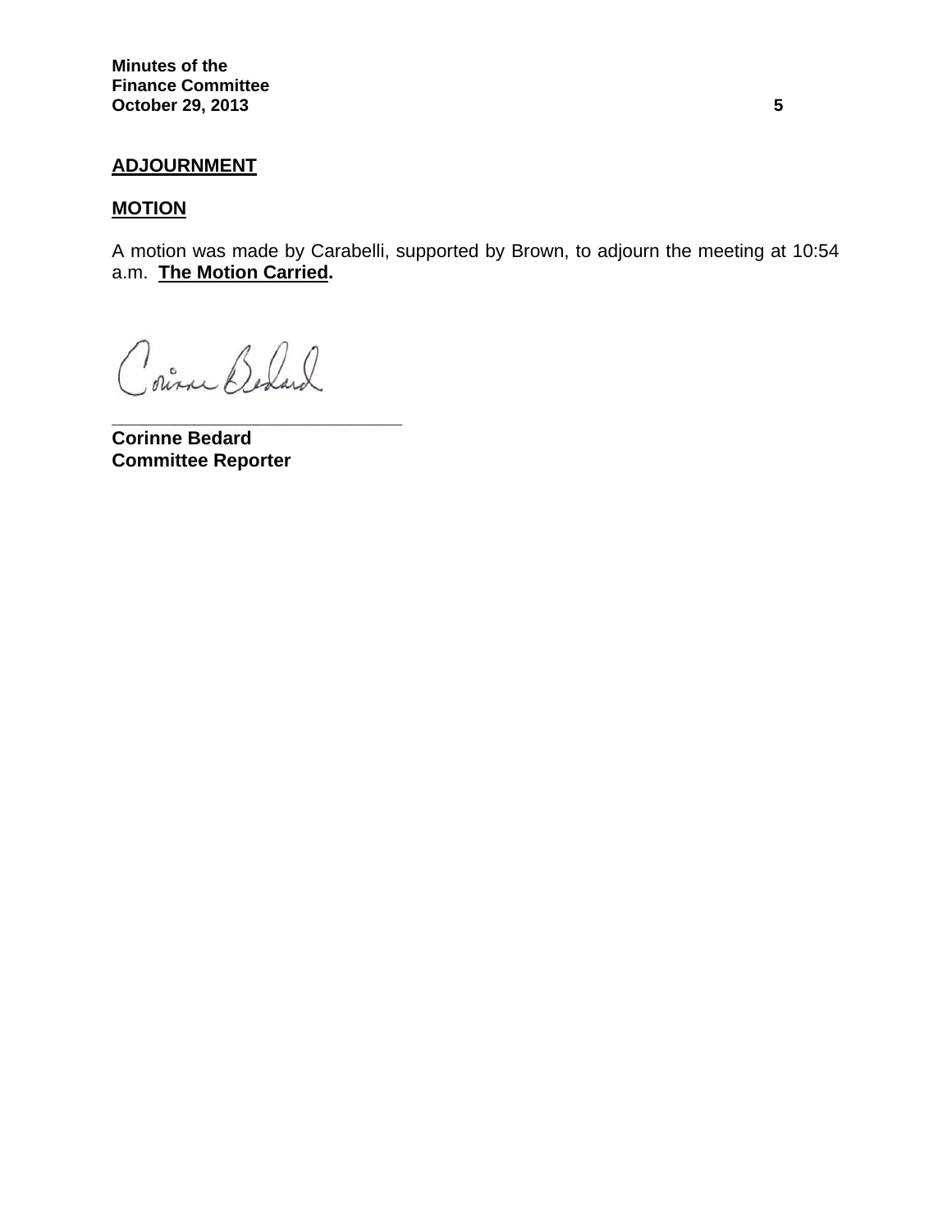**ADJOURNMENT**

**MOTION**

A motion was made by Carabelli, supported by Brown, to adjourn the meeting at 10:54 a.m. **The Motion Carried.**

______________________________

**Corinne Bedard**
**Committee Reporter**